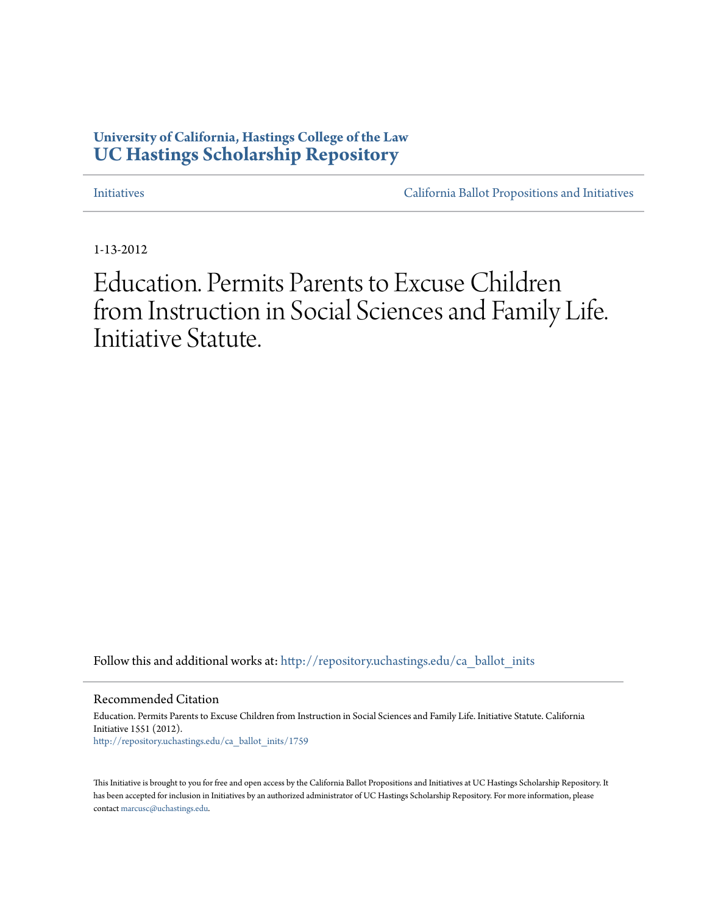**University of California, Hastings College of the Law**
**UC Hastings Scholarship Repository**

Initiatives | California Ballot Propositions and Initiatives

1-13-2012

# Education. Permits Parents to Excuse Children from Instruction in Social Sciences and Family Life. Initiative Statute.

Follow this and additional works at: http://repository.uchastings.edu/ca_ballot_inits

## Recommended Citation

Education. Permits Parents to Excuse Children from Instruction in Social Sciences and Family Life. Initiative Statute. California Initiative 1551 (2012).
http://repository.uchastings.edu/ca_ballot_inits/1759

This Initiative is brought to you for free and open access by the California Ballot Propositions and Initiatives at UC Hastings Scholarship Repository. It has been accepted for inclusion in Initiatives by an authorized administrator of UC Hastings Scholarship Repository. For more information, please contact marcusc@uchastings.edu.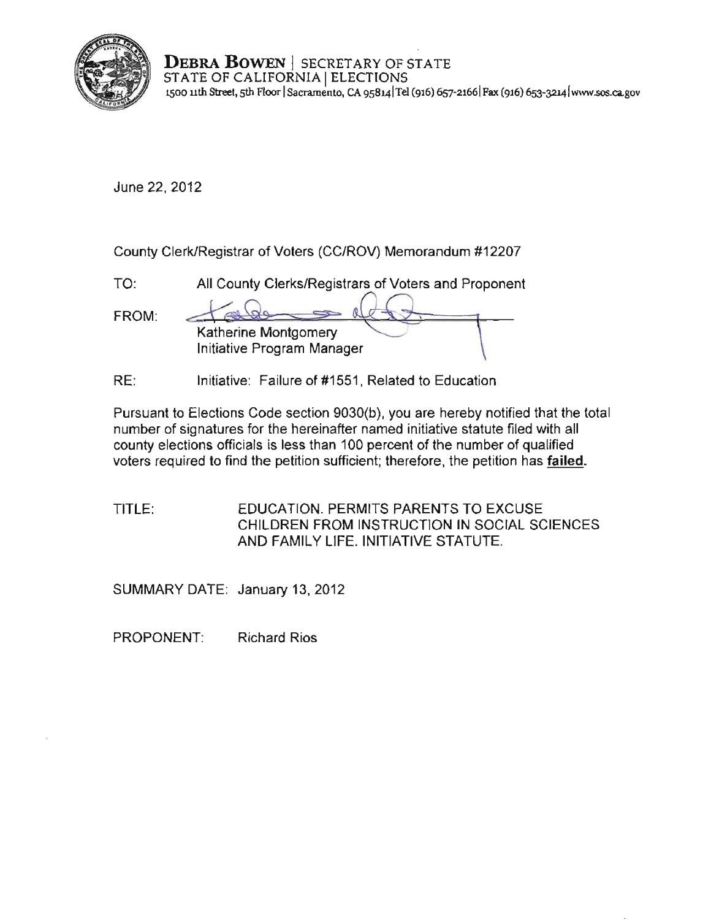**DEBRA BOWEN** | SECRETARY OF STATE
STATE OF CALIFORNIA | ELECTIONS
1500 11th Street, 5th Floor | Sacramento, CA 95814 | Tel (916) 657-2166 | Fax (916) 653-3214 | www.sos.ca.gov

June 22, 2012

County Clerk/Registrar of Voters (CC/ROV) Memorandum #12207

TO: All County Clerks/Registrars of Voters and Proponent

FROM: Katherine Montgomery
Initiative Program Manager

RE: Initiative: Failure of #1551, Related to Education

Pursuant to Elections Code section 9030(b), you are hereby notified that the total number of signatures for the hereinafter named initiative statute filed with all county elections officials is less than 100 percent of the number of qualified voters required to find the petition sufficient; therefore, the petition has **failed.**

TITLE: EDUCATION. PERMITS PARENTS TO EXCUSE CHILDREN FROM INSTRUCTION IN SOCIAL SCIENCES AND FAMILY LIFE. INITIATIVE STATUTE.

SUMMARY DATE: January 13, 2012

PROPONENT: Richard Rios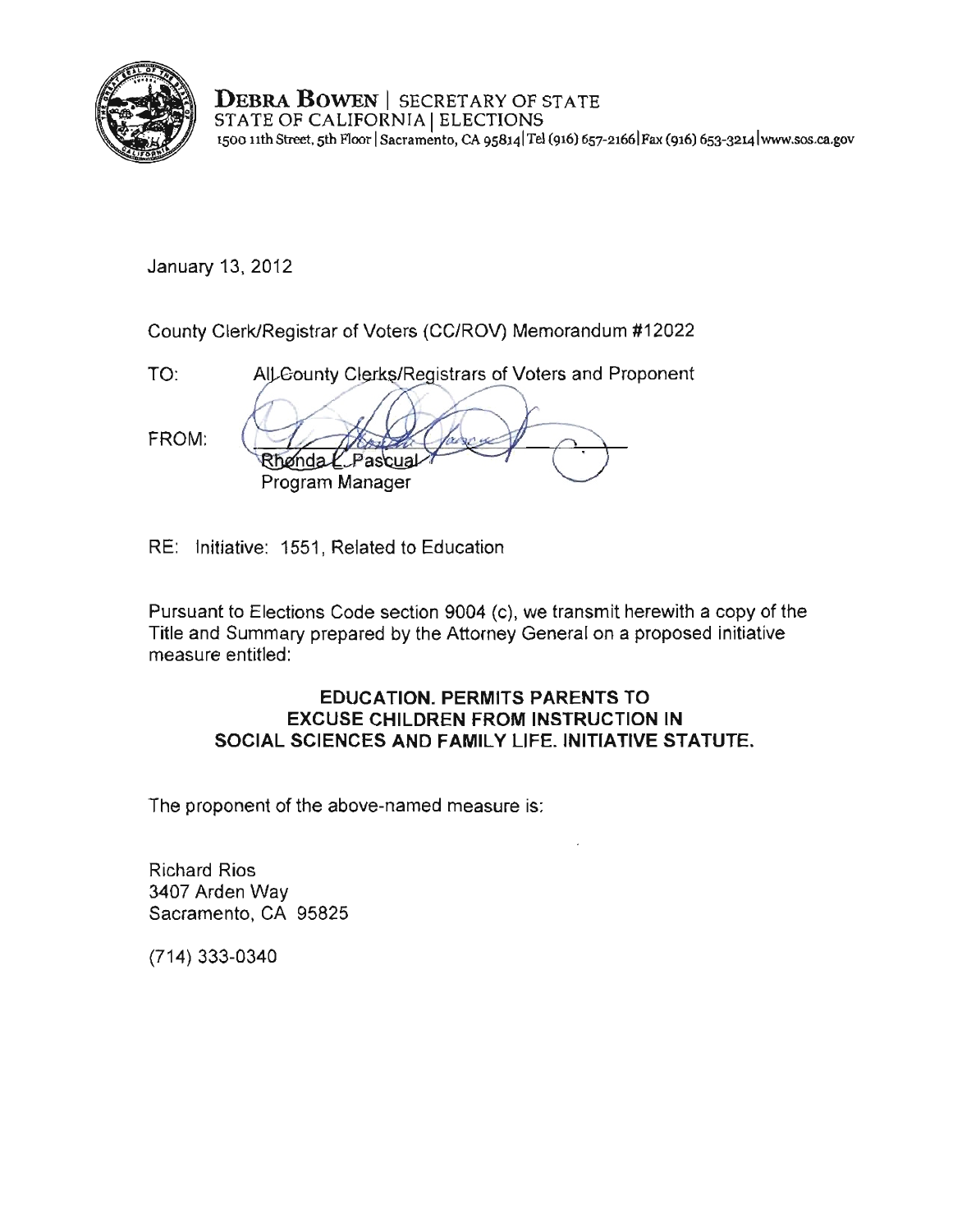**DEBRA BOWEN** | SECRETARY OF STATE
STATE OF CALIFORNIA | ELECTIONS
1500 11th Street, 5th Floor | Sacramento, CA 95814 | Tel (916) 657-2166 | Fax (916) 653-3214 | www.sos.ca.gov

January 13, 2012

County Clerk/Registrar of Voters (CC/ROV) Memorandum #12022

TO: All County Clerks/Registrars of Voters and Proponent

FROM: Rhonda L. Pascual
Program Manager

RE: Initiative: 1551, Related to Education

Pursuant to Elections Code section 9004 (c), we transmit herewith a copy of the Title and Summary prepared by the Attorney General on a proposed initiative measure entitled:

**EDUCATION. PERMITS PARENTS TO EXCUSE CHILDREN FROM INSTRUCTION IN SOCIAL SCIENCES AND FAMILY LIFE. INITIATIVE STATUTE.**

The proponent of the above-named measure is:

Richard Rios
3407 Arden Way
Sacramento, CA 95825

(714) 333-0340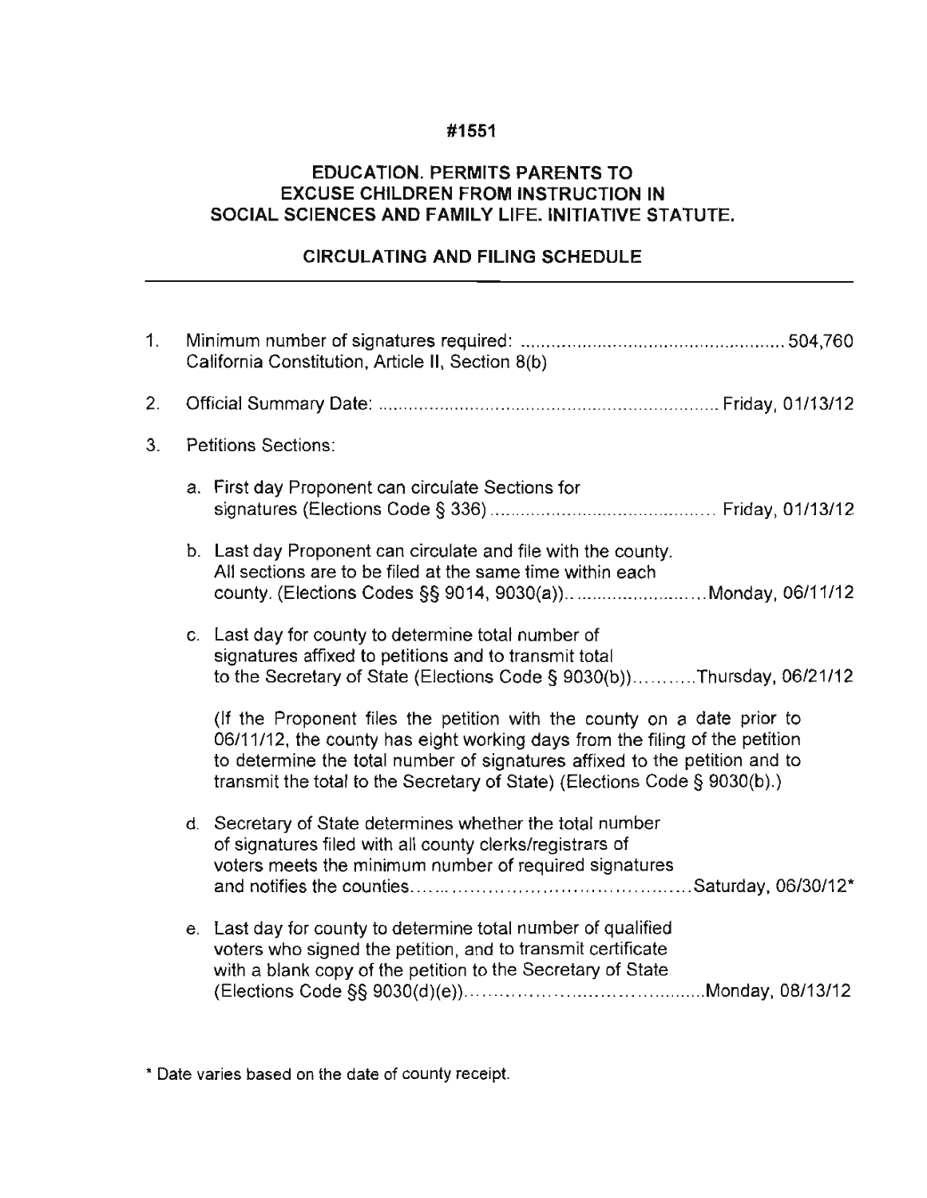**#1551**

## EDUCATION. PERMITS PARENTS TO EXCUSE CHILDREN FROM INSTRUCTION IN SOCIAL SCIENCES AND FAMILY LIFE. INITIATIVE STATUTE.

### CIRCULATING AND FILING SCHEDULE

---

1. Minimum number of signatures required: .................................................... 504,760
   California Constitution, Article II, Section 8(b)

2. Official Summary Date: .................................................................. Friday, 01/13/12

3. Petitions Sections:

   a. First day Proponent can circulate Sections for signatures (Elections Code § 336) ............................................ Friday, 01/13/12

   b. Last day Proponent can circulate and file with the county. All sections are to be filed at the same time within each county. (Elections Codes §§ 9014, 9030(a)).. ........................ Monday, 06/11/12

   c. Last day for county to determine total number of signatures affixed to petitions and to transmit total to the Secretary of State (Elections Code § 9030(b))........... Thursday, 06/21/12

      (If the Proponent files the petition with the county on a date prior to 06/11/12, the county has eight working days from the filing of the petition to determine the total number of signatures affixed to the petition and to transmit the total to the Secretary of State) (Elections Code § 9030(b).)

   d. Secretary of State determines whether the total number of signatures filed with all county clerks/registrars of voters meets the minimum number of required signatures and notifies the counties............................................ Saturday, 06/30/12*

   e. Last day for county to determine total number of qualified voters who signed the petition, and to transmit certificate with a blank copy of the petition to the Secretary of State (Elections Code §§ 9030(d)(e))........................................... Monday, 08/13/12

\* Date varies based on the date of county receipt.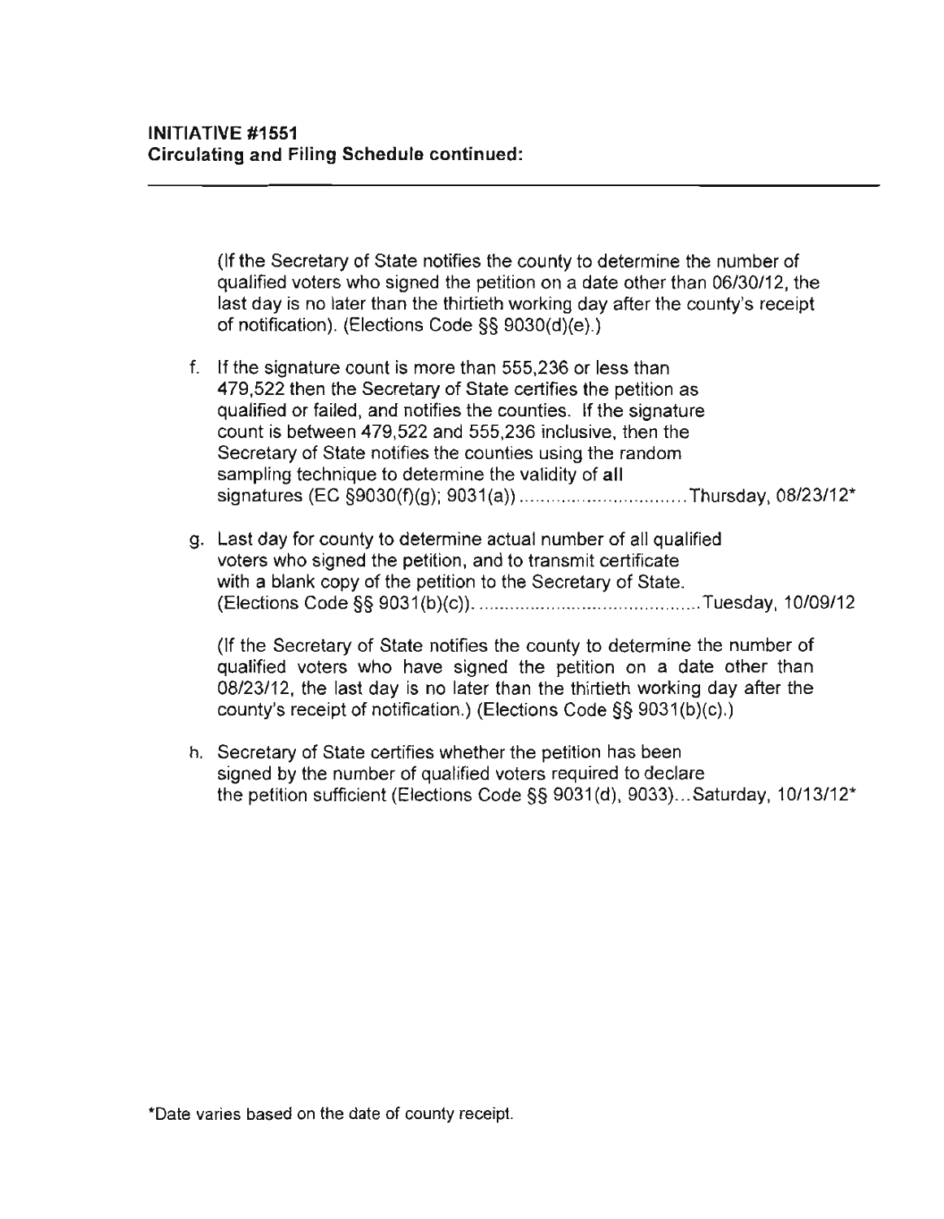**INITIATIVE #1551**
**Circulating and Filing Schedule continued:**

(If the Secretary of State notifies the county to determine the number of qualified voters who signed the petition on a date other than 06/30/12, the last day is no later than the thirtieth working day after the county's receipt of notification). (Elections Code §§ 9030(d)(e).)

f. If the signature count is more than 555,236 or less than 479,522 then the Secretary of State certifies the petition as qualified or failed, and notifies the counties. If the signature count is between 479,522 and 555,236 inclusive, then the Secretary of State notifies the counties using the random sampling technique to determine the validity of **all** signatures (EC §9030(f)(g); 9031(a)) ................................ Thursday, 08/23/12*

g. Last day for county to determine actual number of all qualified voters who signed the petition, and to transmit certificate with a blank copy of the petition to the Secretary of State. (Elections Code §§ 9031(b)(c)). ........................................... Tuesday, 10/09/12

   (If the Secretary of State notifies the county to determine the number of qualified voters who have signed the petition on a date other than 08/23/12, the last day is no later than the thirtieth working day after the county's receipt of notification.) (Elections Code §§ 9031(b)(c).)

h. Secretary of State certifies whether the petition has been signed by the number of qualified voters required to declare the petition sufficient (Elections Code §§ 9031(d), 9033)... Saturday, 10/13/12*

*Date varies based on the date of county receipt.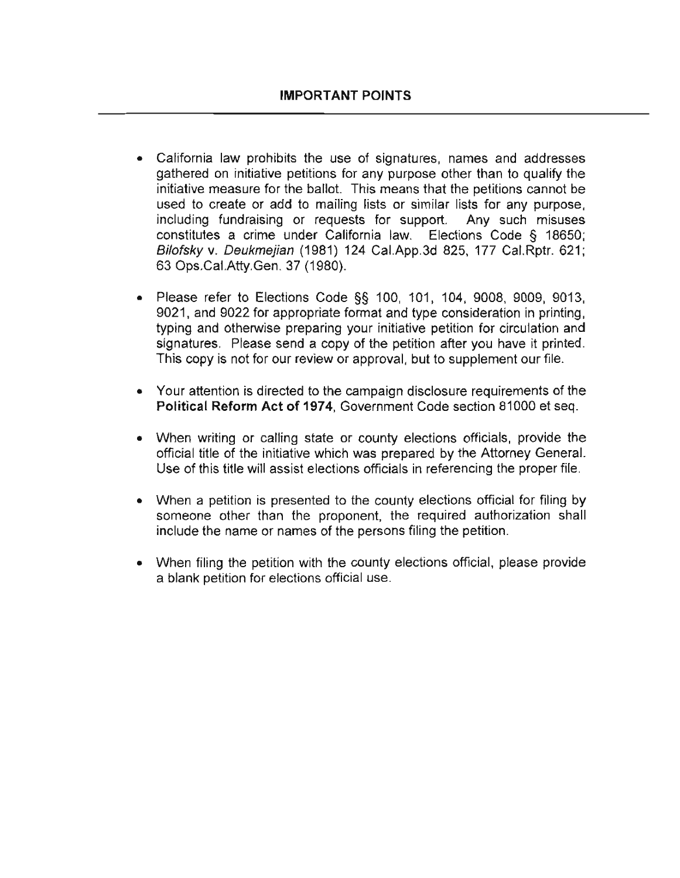## IMPORTANT POINTS

- California law prohibits the use of signatures, names and addresses gathered on initiative petitions for any purpose other than to qualify the initiative measure for the ballot. This means that the petitions cannot be used to create or add to mailing lists or similar lists for any purpose, including fundraising or requests for support. Any such misuses constitutes a crime under California law. Elections Code § 18650; *Bilofsky* v. *Deukmejian* (1981) 124 Cal.App.3d 825, 177 Cal.Rptr. 621; 63 Ops.Cal.Atty.Gen. 37 (1980).

- Please refer to Elections Code §§ 100, 101, 104, 9008, 9009, 9013, 9021, and 9022 for appropriate format and type consideration in printing, typing and otherwise preparing your initiative petition for circulation and signatures. Please send a copy of the petition after you have it printed. This copy is not for our review or approval, but to supplement our file.

- Your attention is directed to the campaign disclosure requirements of the **Political Reform Act of 1974**, Government Code section 81000 et seq.

- When writing or calling state or county elections officials, provide the official title of the initiative which was prepared by the Attorney General. Use of this title will assist elections officials in referencing the proper file.

- When a petition is presented to the county elections official for filing by someone other than the proponent, the required authorization shall include the name or names of the persons filing the petition.

- When filing the petition with the county elections official, please provide a blank petition for elections official use.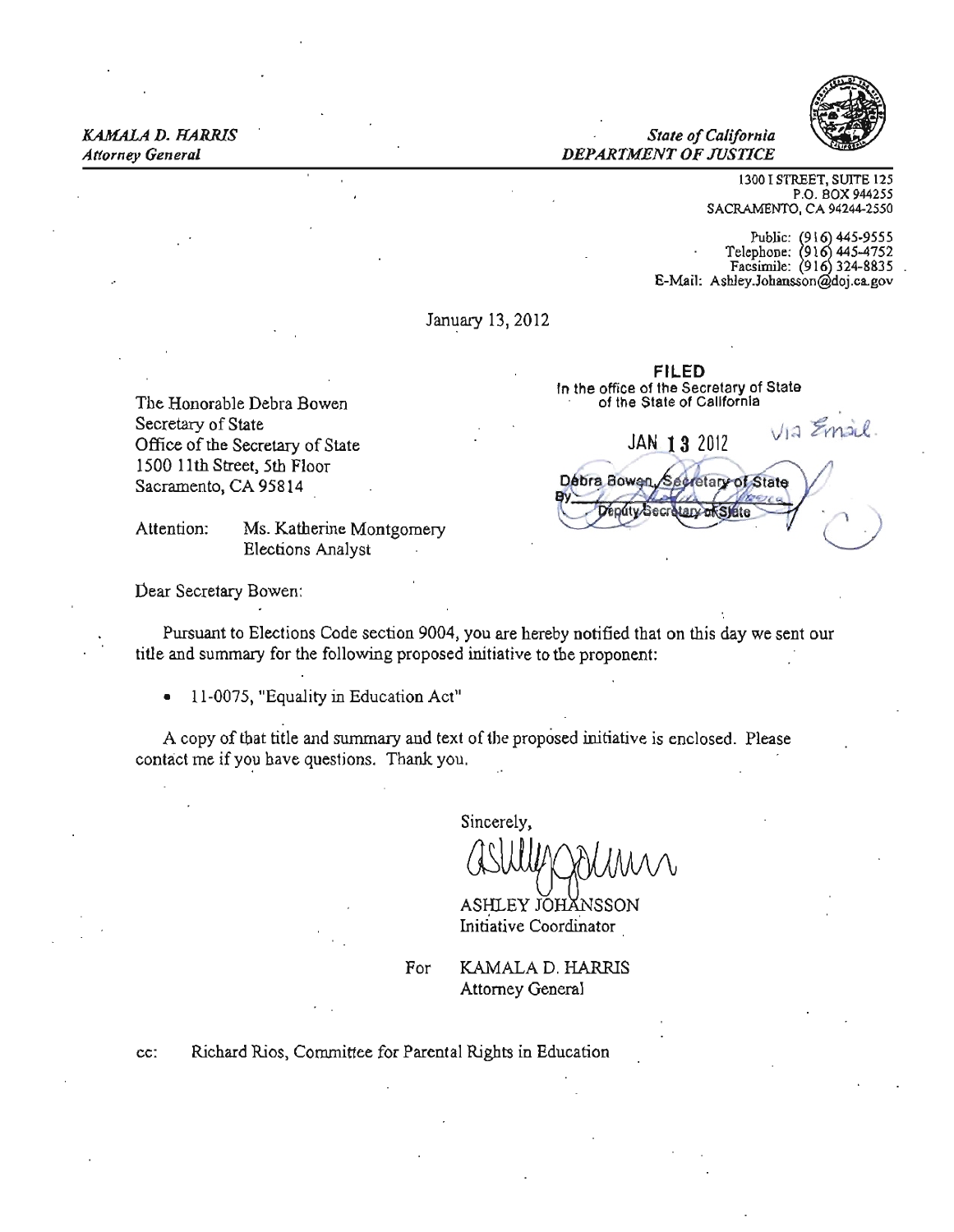*KAMALA D. HARRIS*
*Attorney General*

*State of California*
*DEPARTMENT OF JUSTICE*

1300 I STREET, SUITE 125
P.O. BOX 944255
SACRAMENTO, CA 94244-2550

Public: (916) 445-9555
Telephone: (916) 445-4752
Facsimile: (916) 324-8835
E-Mail: Ashley.Johansson@doj.ca.gov

January 13, 2012

**FILED**
In the office of the Secretary of State
of the State of California

JAN 13 2012

Via Email.

Debra Bowen, Secretary of State
By
Deputy Secretary of State

The Honorable Debra Bowen
Secretary of State
Office of the Secretary of State
1500 11th Street, 5th Floor
Sacramento, CA 95814

Attention: Ms. Katherine Montgomery
Elections Analyst

Dear Secretary Bowen:

Pursuant to Elections Code section 9004, you are hereby notified that on this day we sent our title and summary for the following proposed initiative to the proponent:

- 11-0075, "Equality in Education Act"

A copy of that title and summary and text of the proposed initiative is enclosed. Please contact me if you have questions. Thank you.

Sincerely,

ASHLEY JOHANSSON
Initiative Coordinator

For KAMALA D. HARRIS
Attorney General

cc: Richard Rios, Committee for Parental Rights in Education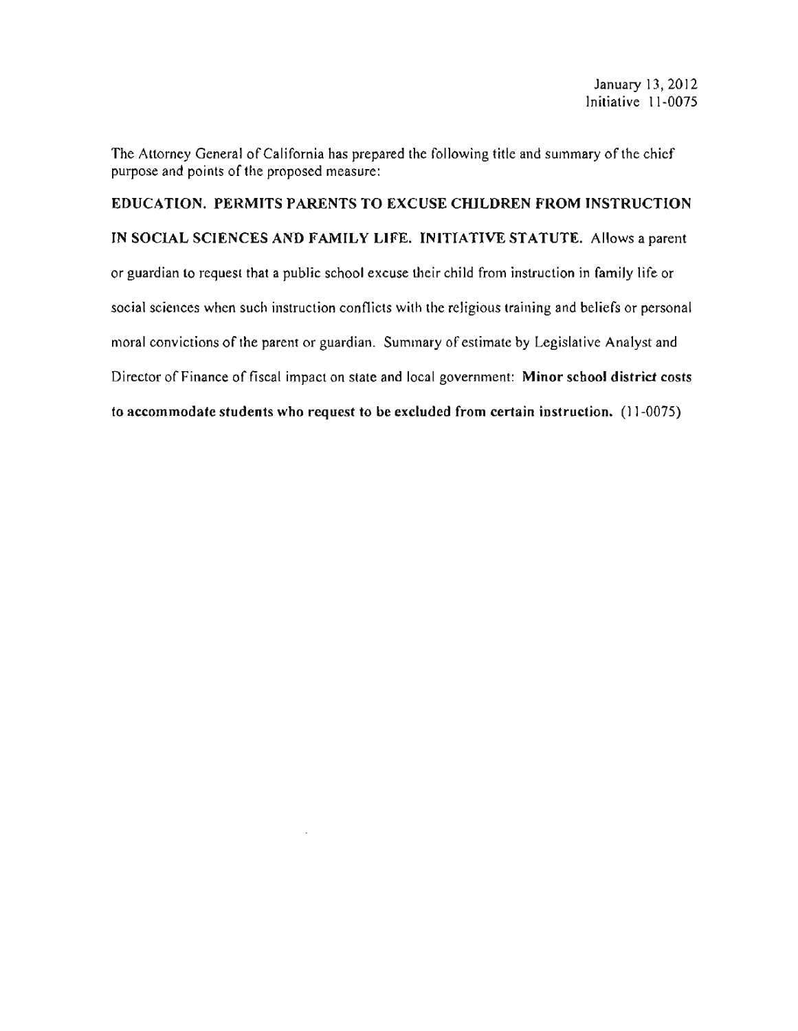January 13, 2012
Initiative 11-0075

The Attorney General of California has prepared the following title and summary of the chief purpose and points of the proposed measure:

**EDUCATION. PERMITS PARENTS TO EXCUSE CHILDREN FROM INSTRUCTION IN SOCIAL SCIENCES AND FAMILY LIFE. INITIATIVE STATUTE.** Allows a parent or guardian to request that a public school excuse their child from instruction in family life or social sciences when such instruction conflicts with the religious training and beliefs or personal moral convictions of the parent or guardian. Summary of estimate by Legislative Analyst and Director of Finance of fiscal impact on state and local government: **Minor school district costs to accommodate students who request to be excluded from certain instruction.** (11-0075)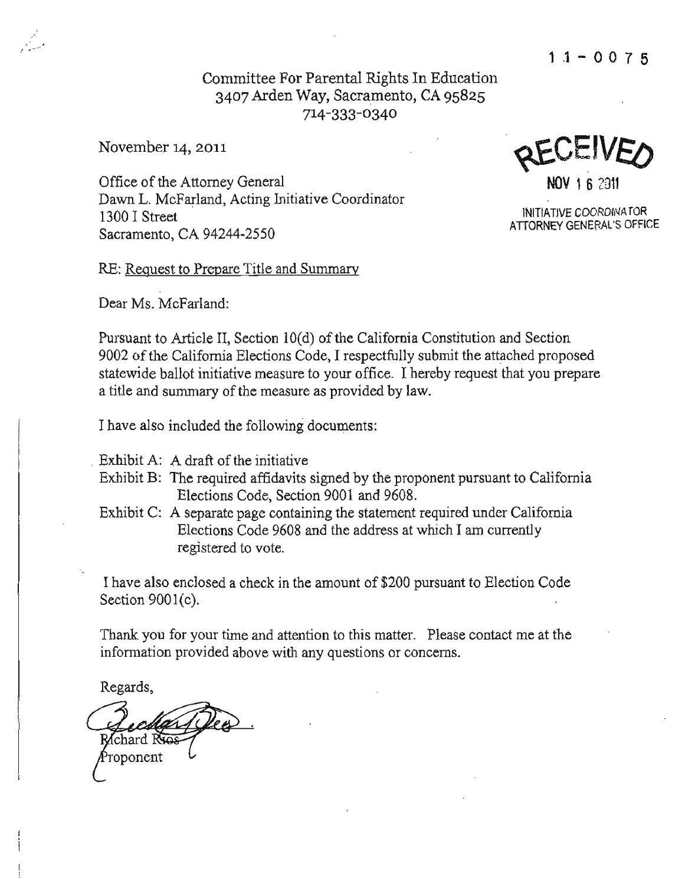11-0075

Committee For Parental Rights In Education
3407 Arden Way, Sacramento, CA 95825
714-333-0340

November 14, 2011

RECEIVED
NOV 16 2011
INITIATIVE COORDINATOR
ATTORNEY GENERAL'S OFFICE

Office of the Attorney General
Dawn L. McFarland, Acting Initiative Coordinator
1300 I Street
Sacramento, CA 94244-2550

RE: Request to Prepare Title and Summary

Dear Ms. McFarland:

Pursuant to Article II, Section 10(d) of the California Constitution and Section 9002 of the California Elections Code, I respectfully submit the attached proposed statewide ballot initiative measure to your office. I hereby request that you prepare a title and summary of the measure as provided by law.

I have also included the following documents:

Exhibit A: A draft of the initiative
Exhibit B: The required affidavits signed by the proponent pursuant to California Elections Code, Section 9001 and 9608.
Exhibit C: A separate page containing the statement required under California Elections Code 9608 and the address at which I am currently registered to vote.

I have also enclosed a check in the amount of $200 pursuant to Election Code Section 9001(c).

Thank you for your time and attention to this matter. Please contact me at the information provided above with any questions or concerns.

Regards,

Richard Rios
Proponent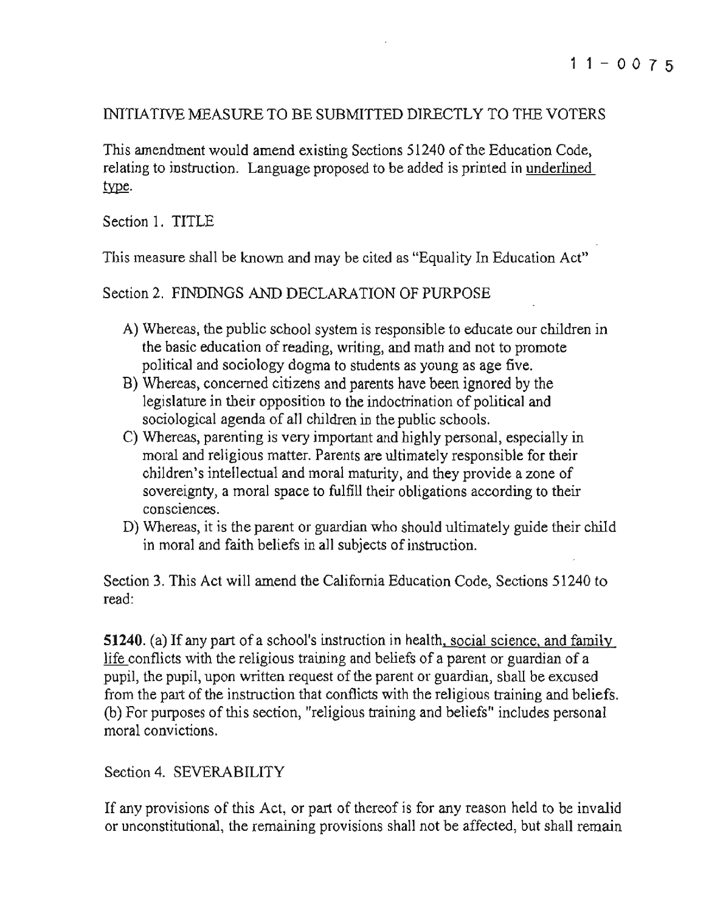11-0075

INITIATIVE MEASURE TO BE SUBMITTED DIRECTLY TO THE VOTERS

This amendment would amend existing Sections 51240 of the Education Code, relating to instruction. Language proposed to be added is printed in <u>underlined type</u>.

Section 1. TITLE

This measure shall be known and may be cited as "Equality In Education Act"

Section 2. FINDINGS AND DECLARATION OF PURPOSE

A) Whereas, the public school system is responsible to educate our children in the basic education of reading, writing, and math and not to promote political and sociology dogma to students as young as age five.
B) Whereas, concerned citizens and parents have been ignored by the legislature in their opposition to the indoctrination of political and sociological agenda of all children in the public schools.
C) Whereas, parenting is very important and highly personal, especially in moral and religious matter. Parents are ultimately responsible for their children's intellectual and moral maturity, and they provide a zone of sovereignty, a moral space to fulfill their obligations according to their consciences.
D) Whereas, it is the parent or guardian who should ultimately guide their child in moral and faith beliefs in all subjects of instruction.

Section 3. This Act will amend the California Education Code, Sections 51240 to read:

**51240.** (a) If any part of a school's instruction in health<u>, social science, and family life</u> conflicts with the religious training and beliefs of a parent or guardian of a pupil, the pupil, upon written request of the parent or guardian, shall be excused from the part of the instruction that conflicts with the religious training and beliefs.
(b) For purposes of this section, "religious training and beliefs" includes personal moral convictions.

Section 4. SEVERABILITY

If any provisions of this Act, or part of thereof is for any reason held to be invalid or unconstitutional, the remaining provisions shall not be affected, but shall remain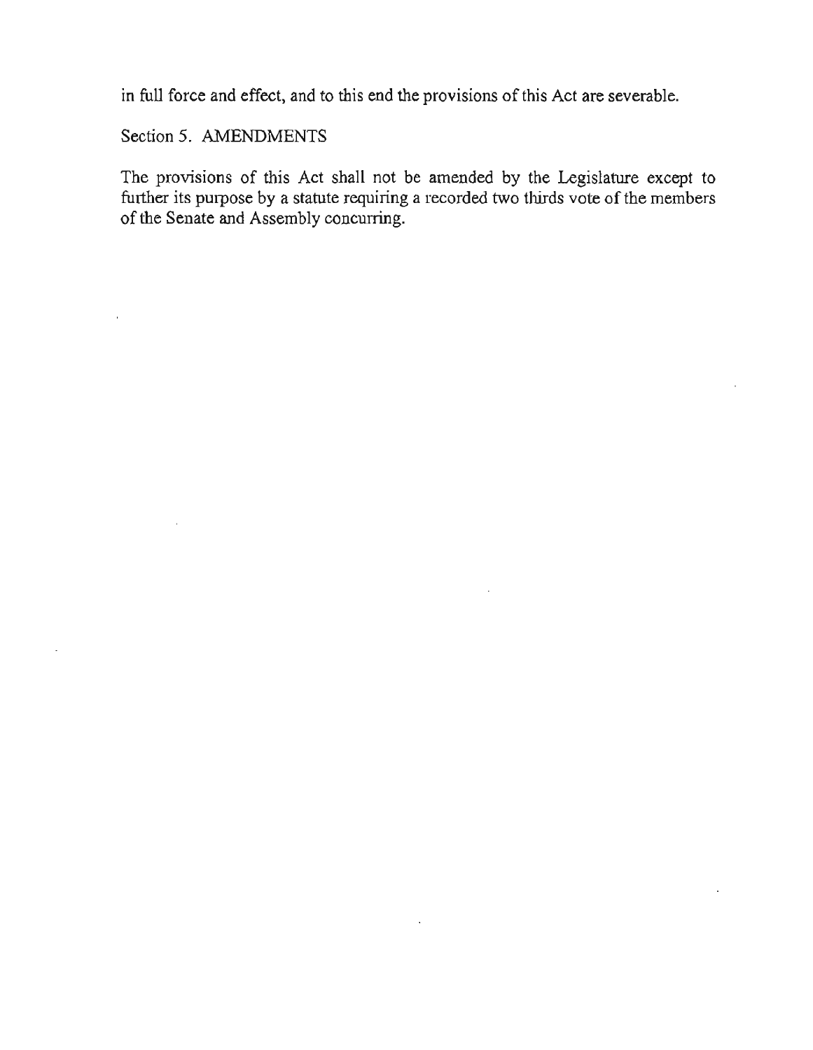in full force and effect, and to this end the provisions of this Act are severable.

Section 5. AMENDMENTS

The provisions of this Act shall not be amended by the Legislature except to further its purpose by a statute requiring a recorded two thirds vote of the members of the Senate and Assembly concurring.